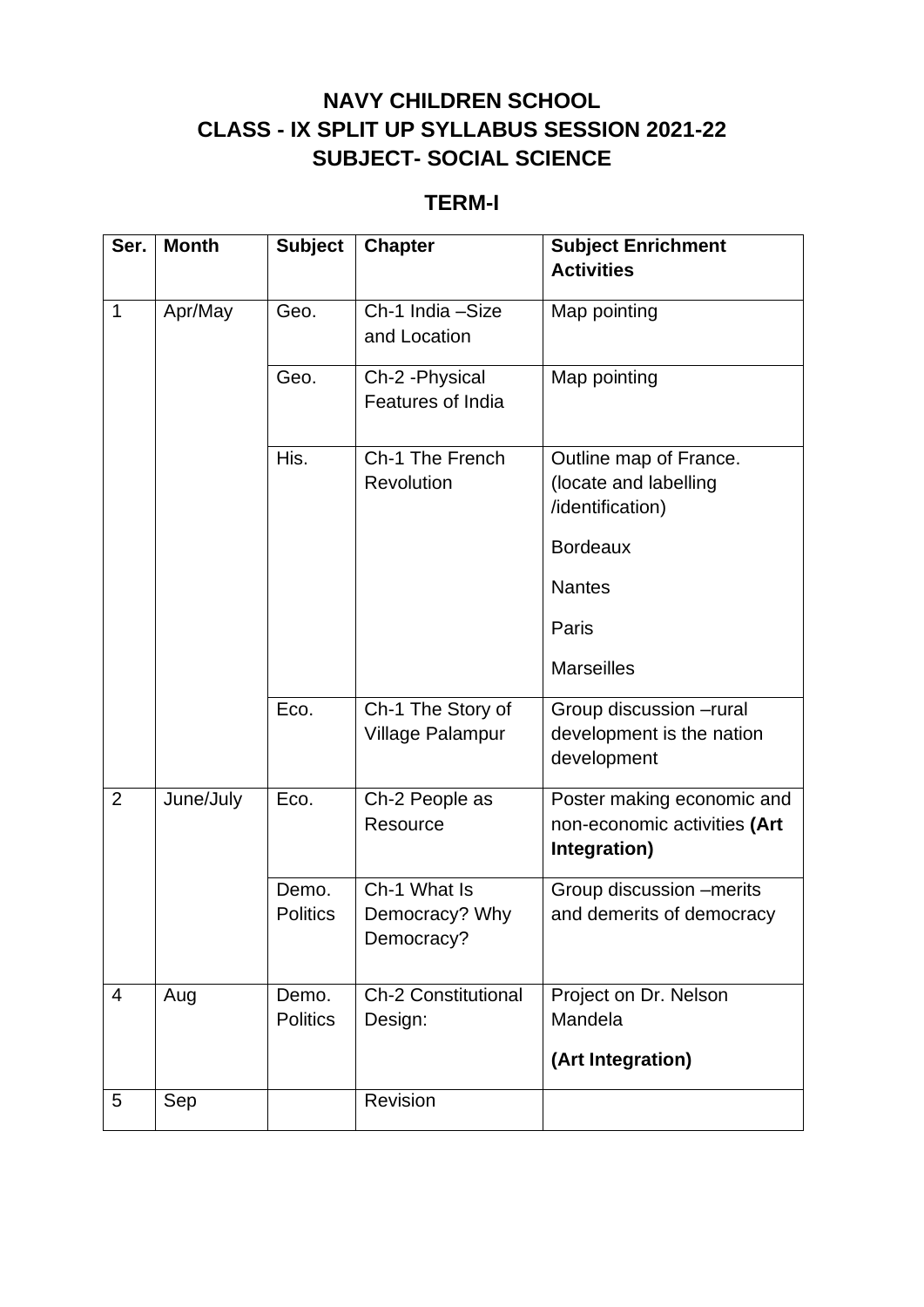# NAVY CHILDREN SCHOOL
## CLASS - IX SPLIT UP SYLLABUS SESSION 2021-22
## SUBJECT- SOCIAL SCIENCE

## TERM-I

| Ser. | Month | Subject | Chapter | Subject Enrichment Activities |
|---|---|---|---|---|
| 1 | Apr/May | Geo. | Ch-1 India –Size and Location | Map pointing |
| | | Geo. | Ch-2 -Physical Features of India | Map pointing |
| | | His. | Ch-1 The French Revolution | Outline map of France. (locate and labelling /identification)<br>Bordeaux<br>Nantes<br>Paris<br>Marseilles |
| | | Eco. | Ch-1 The Story of Village Palampur | Group discussion –rural development is the nation development |
| 2 | June/July | Eco. | Ch-2 People as Resource | Poster making economic and non-economic activities **(Art Integration)** |
| | | Demo. Politics | Ch-1 What Is Democracy? Why Democracy? | Group discussion –merits and demerits of democracy |
| 4 | Aug | Demo. Politics | Ch-2 Constitutional Design: | Project on Dr. Nelson Mandela<br>**(Art Integration)** |
| 5 | Sep | | Revision | |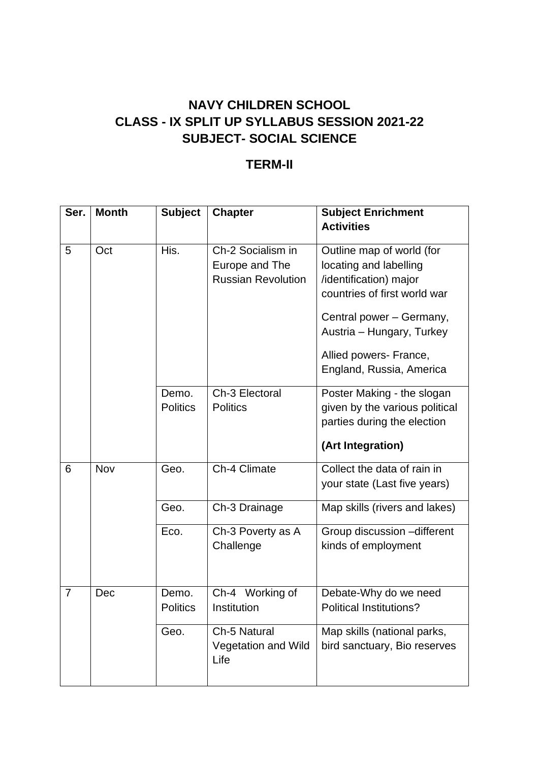# NAVY CHILDREN SCHOOL
# CLASS - IX SPLIT UP SYLLABUS SESSION 2021-22
# SUBJECT- SOCIAL SCIENCE

## TERM-II

| Ser. | Month | Subject | Chapter | Subject Enrichment Activities |
|---|---|---|---|---|
| 5 | Oct | His. | Ch-2 Socialism in Europe and The Russian Revolution | Outline map of world (for locating and labelling /identification) major countries of first world war<br><br>Central power – Germany, Austria – Hungary, Turkey<br><br>Allied powers- France, England, Russia, America |
| | | Demo. Politics | Ch-3 Electoral Politics | Poster Making - the slogan given by the various political parties during the election<br><br>**(Art Integration)** |
| 6 | Nov | Geo. | Ch-4 Climate | Collect the data of rain in your state (Last five years) |
| | | Geo. | Ch-3 Drainage | Map skills (rivers and lakes) |
| | | Eco. | Ch-3 Poverty as A Challenge | Group discussion –different kinds of employment |
| 7 | Dec | Demo. Politics | Ch-4 Working of Institution | Debate-Why do we need Political Institutions? |
| | | Geo. | Ch-5 Natural Vegetation and Wild Life | Map skills (national parks, bird sanctuary, Bio reserves |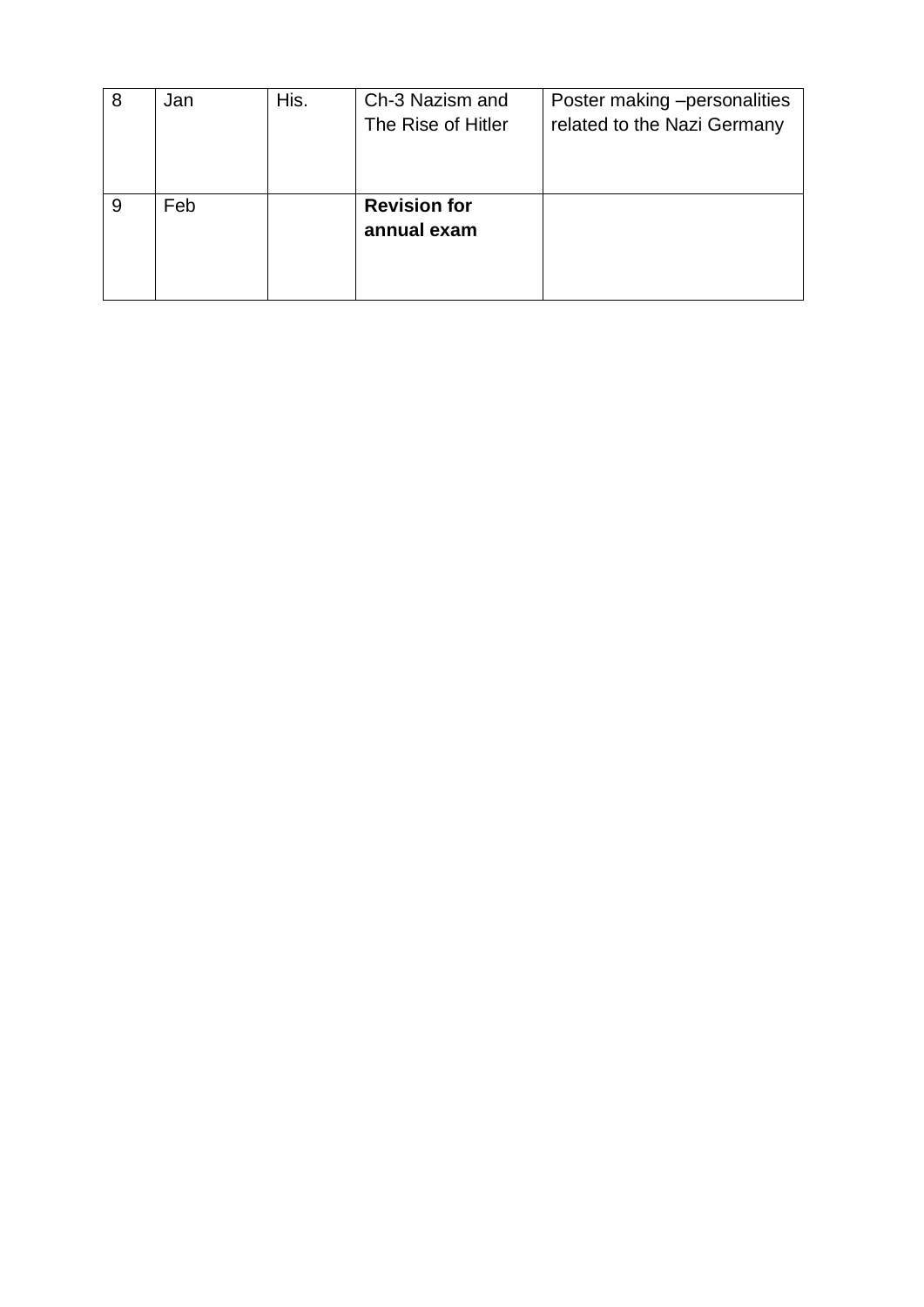| | | | | |
|---|---|---|---|---|
| 8 | Jan | His. | Ch-3 Nazism and The Rise of Hitler | Poster making –personalities related to the Nazi Germany |
| 9 | Feb | | **Revision for annual exam** | |